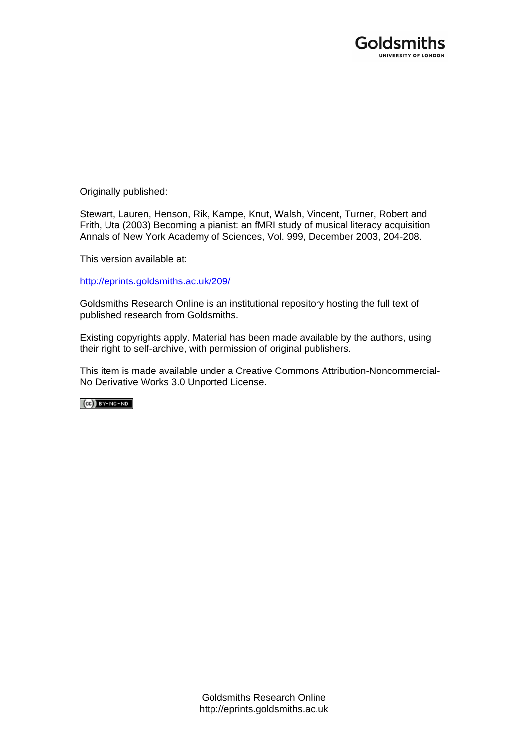Goldsmiths
UNIVERSITY OF LONDON

Originally published:

Stewart, Lauren, Henson, Rik, Kampe, Knut, Walsh, Vincent, Turner, Robert and Frith, Uta (2003) Becoming a pianist: an fMRI study of musical literacy acquisition Annals of New York Academy of Sciences, Vol. 999, December 2003, 204-208.

This version available at:

http://eprints.goldsmiths.ac.uk/209/

Goldsmiths Research Online is an institutional repository hosting the full text of published research from Goldsmiths.

Existing copyrights apply. Material has been made available by the authors, using their right to self-archive, with permission of original publishers.

This item is made available under a Creative Commons Attribution-Noncommercial-No Derivative Works 3.0 Unported License.

(cc) BY-NC-ND

Goldsmiths Research Online
http://eprints.goldsmiths.ac.uk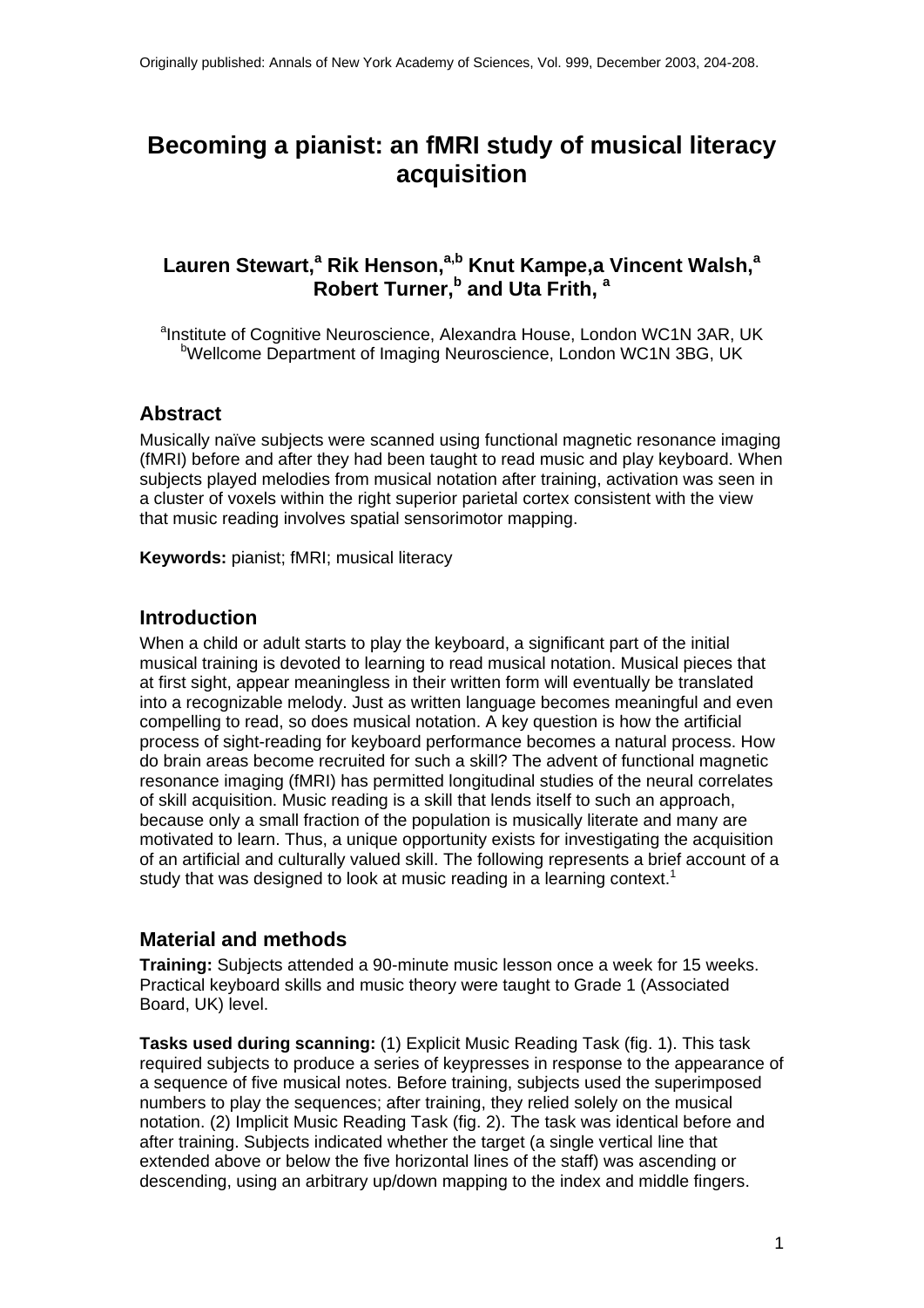Originally published: Annals of New York Academy of Sciences, Vol. 999, December 2003, 204-208.

# Becoming a pianist: an fMRI study of musical literacy acquisition

**Lauren Stewart,[a] Rik Henson,[a,b] Knut Kampe,a Vincent Walsh,[a] Robert Turner,[b] and Uta Frith, [a]**

[a]Institute of Cognitive Neuroscience, Alexandra House, London WC1N 3AR, UK
[b]Wellcome Department of Imaging Neuroscience, London WC1N 3BG, UK

## Abstract

Musically naïve subjects were scanned using functional magnetic resonance imaging (fMRI) before and after they had been taught to read music and play keyboard. When subjects played melodies from musical notation after training, activation was seen in a cluster of voxels within the right superior parietal cortex consistent with the view that music reading involves spatial sensorimotor mapping.

**Keywords:** pianist; fMRI; musical literacy

## Introduction

When a child or adult starts to play the keyboard, a significant part of the initial musical training is devoted to learning to read musical notation. Musical pieces that at first sight, appear meaningless in their written form will eventually be translated into a recognizable melody. Just as written language becomes meaningful and even compelling to read, so does musical notation. A key question is how the artificial process of sight-reading for keyboard performance becomes a natural process. How do brain areas become recruited for such a skill? The advent of functional magnetic resonance imaging (fMRI) has permitted longitudinal studies of the neural correlates of skill acquisition. Music reading is a skill that lends itself to such an approach, because only a small fraction of the population is musically literate and many are motivated to learn. Thus, a unique opportunity exists for investigating the acquisition of an artificial and culturally valued skill. The following represents a brief account of a study that was designed to look at music reading in a learning context.[1]

## Material and methods

**Training:** Subjects attended a 90-minute music lesson once a week for 15 weeks. Practical keyboard skills and music theory were taught to Grade 1 (Associated Board, UK) level.

**Tasks used during scanning:** (1) Explicit Music Reading Task (fig. 1). This task required subjects to produce a series of keypresses in response to the appearance of a sequence of five musical notes. Before training, subjects used the superimposed numbers to play the sequences; after training, they relied solely on the musical notation. (2) Implicit Music Reading Task (fig. 2). The task was identical before and after training. Subjects indicated whether the target (a single vertical line that extended above or below the five horizontal lines of the staff) was ascending or descending, using an arbitrary up/down mapping to the index and middle fingers.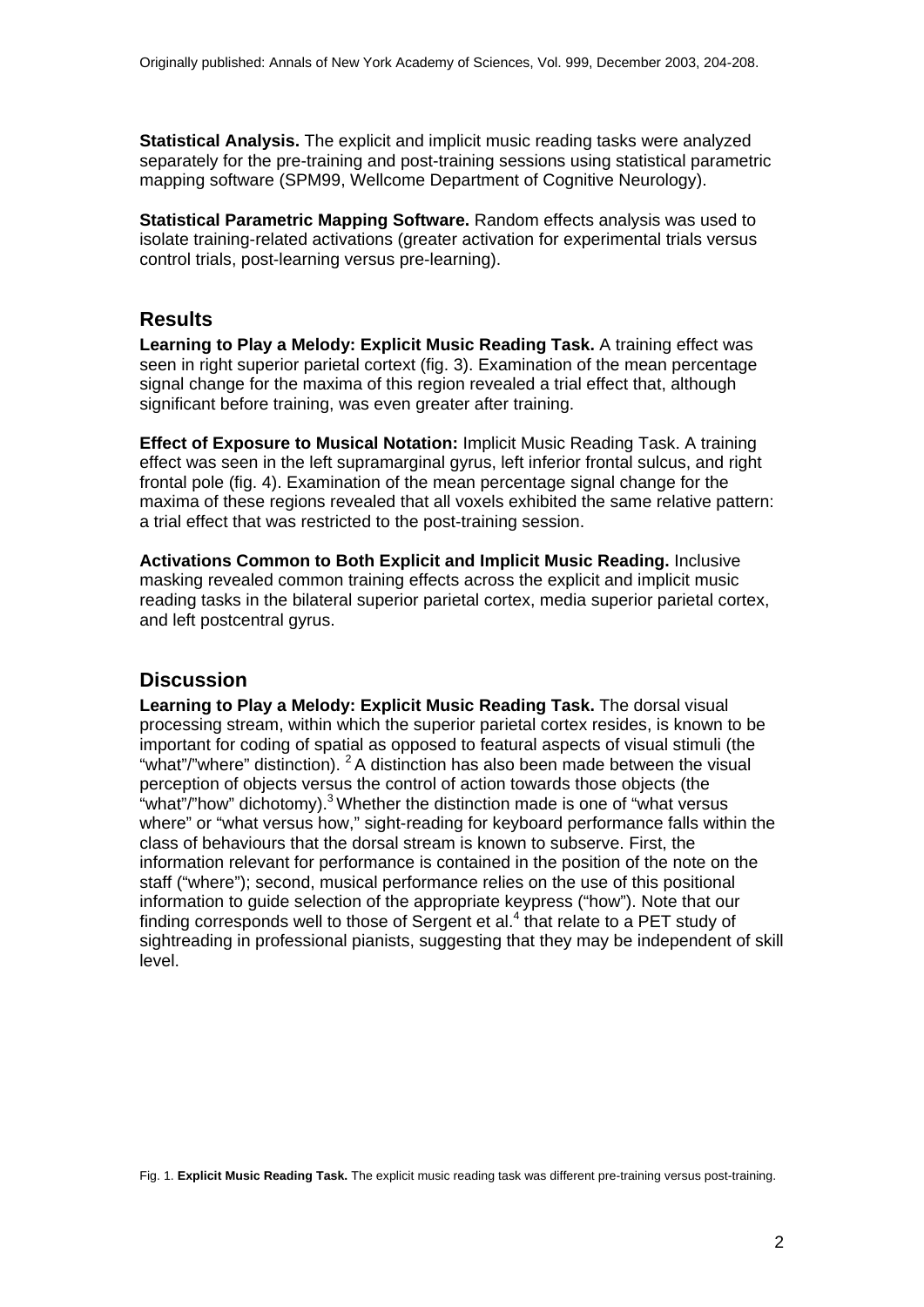**Statistical Analysis.** The explicit and implicit music reading tasks were analyzed separately for the pre-training and post-training sessions using statistical parametric mapping software (SPM99, Wellcome Department of Cognitive Neurology).

**Statistical Parametric Mapping Software.** Random effects analysis was used to isolate training-related activations (greater activation for experimental trials versus control trials, post-learning versus pre-learning).

## Results

**Learning to Play a Melody: Explicit Music Reading Task.** A training effect was seen in right superior parietal cortex (fig. 3). Examination of the mean percentage signal change for the maxima of this region revealed a trial effect that, although significant before training, was even greater after training.

**Effect of Exposure to Musical Notation:** Implicit Music Reading Task. A training effect was seen in the left supramarginal gyrus, left inferior frontal sulcus, and right frontal pole (fig. 4). Examination of the mean percentage signal change for the maxima of these regions revealed that all voxels exhibited the same relative pattern: a trial effect that was restricted to the post-training session.

**Activations Common to Both Explicit and Implicit Music Reading.** Inclusive masking revealed common training effects across the explicit and implicit music reading tasks in the bilateral superior parietal cortex, media superior parietal cortex, and left postcentral gyrus.

## Discussion

**Learning to Play a Melody: Explicit Music Reading Task.** The dorsal visual processing stream, within which the superior parietal cortex resides, is known to be important for coding of spatial as opposed to featural aspects of visual stimuli (the "what"/"where" distinction). [2] A distinction has also been made between the visual perception of objects versus the control of action towards those objects (the "what"/"how" dichotomy).[3] Whether the distinction made is one of "what versus where" or "what versus how," sight-reading for keyboard performance falls within the class of behaviours that the dorsal stream is known to subserve. First, the information relevant for performance is contained in the position of the note on the staff ("where"); second, musical performance relies on the use of this positional information to guide selection of the appropriate keypress ("how"). Note that our finding corresponds well to those of Sergent et al.[4] that relate to a PET study of sightreading in professional pianists, suggesting that they may be independent of skill level.

Fig. 1. **Explicit Music Reading Task.** The explicit music reading task was different pre-training versus post-training.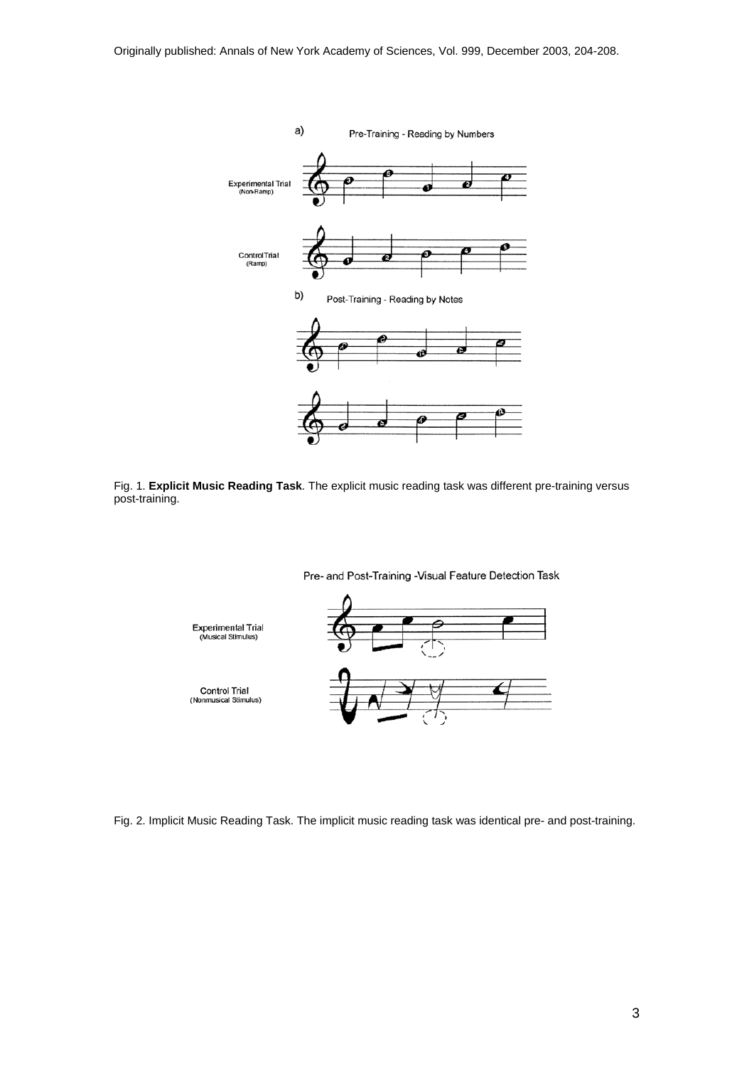Fig. 1. **Explicit Music Reading Task**. The explicit music reading task was different pre-training versus post-training.

Fig. 2. Implicit Music Reading Task. The implicit music reading task was identical pre- and post-training.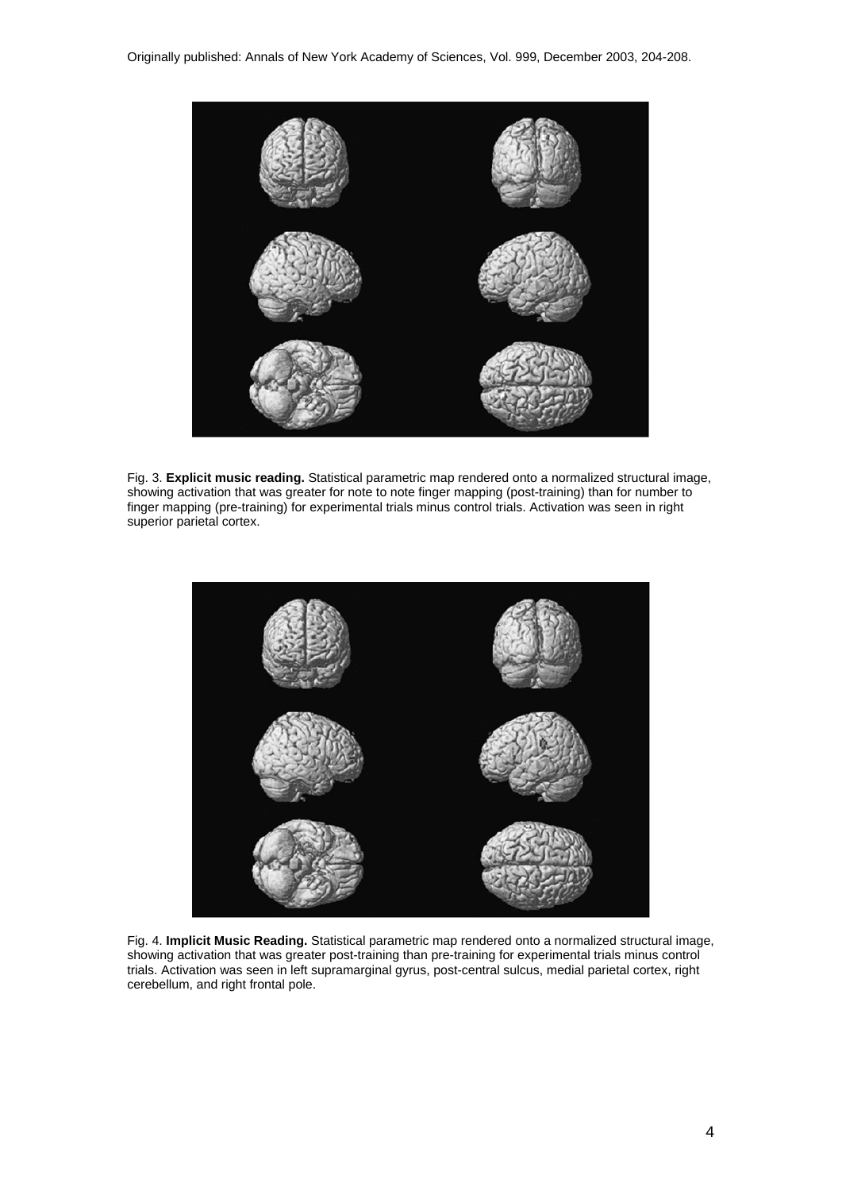Fig. 3. **Explicit music reading.** Statistical parametric map rendered onto a normalized structural image, showing activation that was greater for note to note finger mapping (post-training) than for number to finger mapping (pre-training) for experimental trials minus control trials. Activation was seen in right superior parietal cortex.

Fig. 4. **Implicit Music Reading.** Statistical parametric map rendered onto a normalized structural image, showing activation that was greater post-training than pre-training for experimental trials minus control trials. Activation was seen in left supramarginal gyrus, post-central sulcus, medial parietal cortex, right cerebellum, and right frontal pole.